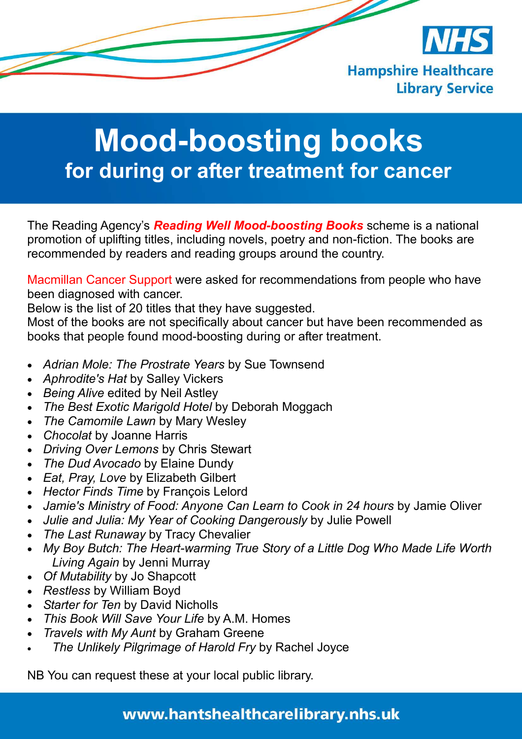NHS

Hampshire Healthcare Library Service

# Mood-boosting books

## for during or after treatment for cancer

The Reading Agency's ***Reading Well Mood-boosting Books*** scheme is a national promotion of uplifting titles, including novels, poetry and non-fiction. The books are recommended by readers and reading groups around the country.

Macmillan Cancer Support were asked for recommendations from people who have been diagnosed with cancer.
Below is the list of 20 titles that they have suggested.
Most of the books are not specifically about cancer but have been recommended as books that people found mood-boosting during or after treatment.

- *Adrian Mole: The Prostrate Years* by Sue Townsend
- *Aphrodite's Hat* by Salley Vickers
- *Being Alive* edited by Neil Astley
- *The Best Exotic Marigold Hotel* by Deborah Moggach
- *The Camomile Lawn* by Mary Wesley
- *Chocolat* by Joanne Harris
- *Driving Over Lemons* by Chris Stewart
- *The Dud Avocado* by Elaine Dundy
- *Eat, Pray, Love* by Elizabeth Gilbert
- *Hector Finds Time* by François Lelord
- *Jamie's Ministry of Food: Anyone Can Learn to Cook in 24 hours* by Jamie Oliver
- *Julie and Julia: My Year of Cooking Dangerously* by Julie Powell
- *The Last Runaway* by Tracy Chevalier
- *My Boy Butch: The Heart-warming True Story of a Little Dog Who Made Life Worth Living Again* by Jenni Murray
- *Of Mutability* by Jo Shapcott
- *Restless* by William Boyd
- *Starter for Ten* by David Nicholls
- *This Book Will Save Your Life* by A.M. Homes
- *Travels with My Aunt* by Graham Greene
- *The Unlikely Pilgrimage of Harold Fry* by Rachel Joyce

NB You can request these at your local public library.

www.hantshealthcarelibrary.nhs.uk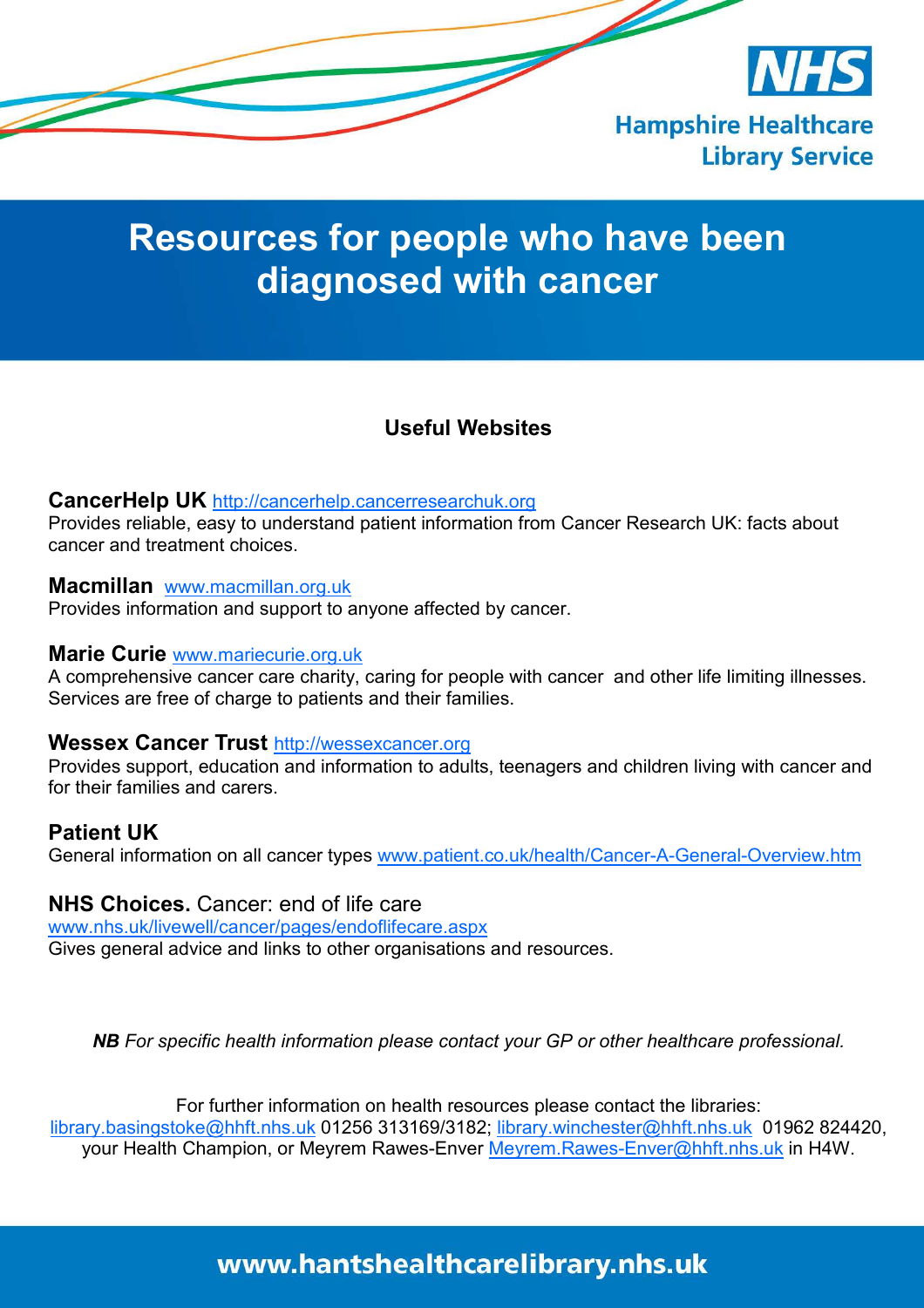NHS

Hampshire Healthcare Library Service

# Resources for people who have been diagnosed with cancer

## Useful Websites

**CancerHelp UK** http://cancerhelp.cancerresearchuk.org
Provides reliable, easy to understand patient information from Cancer Research UK: facts about cancer and treatment choices.

**Macmillan** www.macmillan.org.uk
Provides information and support to anyone affected by cancer.

**Marie Curie** www.mariecurie.org.uk
A comprehensive cancer care charity, caring for people with cancer and other life limiting illnesses. Services are free of charge to patients and their families.

**Wessex Cancer Trust** http://wessexcancer.org
Provides support, education and information to adults, teenagers and children living with cancer and for their families and carers.

**Patient UK**
General information on all cancer types www.patient.co.uk/health/Cancer-A-General-Overview.htm

**NHS Choices.** Cancer: end of life care
www.nhs.uk/livewell/cancer/pages/endoflifecare.aspx
Gives general advice and links to other organisations and resources.

***NB** For specific health information please contact your GP or other healthcare professional.*

For further information on health resources please contact the libraries:
library.basingstoke@hhft.nhs.uk 01256 313169/3182; library.winchester@hhft.nhs.uk 01962 824420, your Health Champion, or Meyrem Rawes-Enver Meyrem.Rawes-Enver@hhft.nhs.uk in H4W.

www.hantshealthcarelibrary.nhs.uk